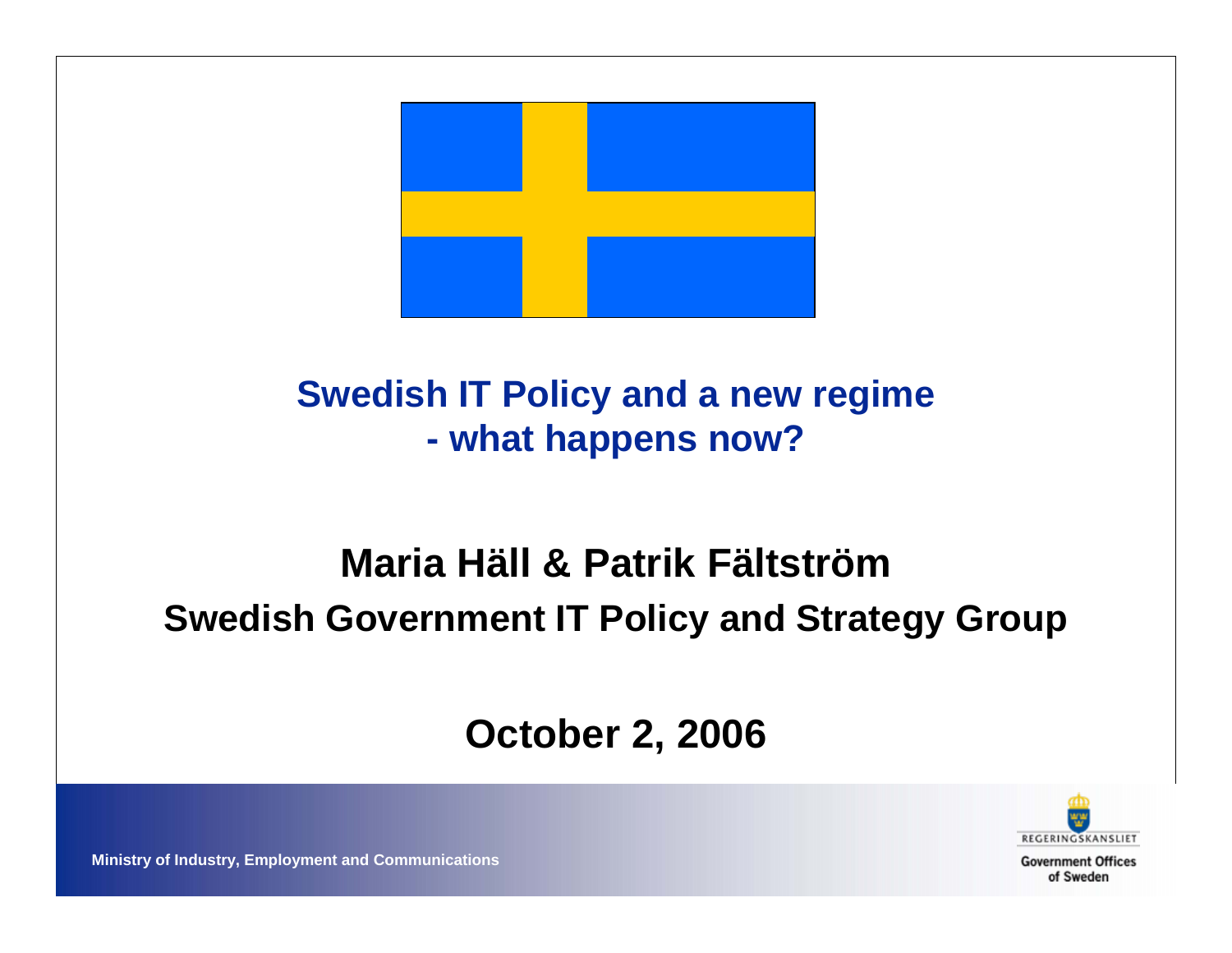# Swedish IT Policy and a new regime
# - what happens now?

## Maria Häll & Patrik Fältström

## Swedish Government IT Policy and Strategy Group

## October 2, 2006

**Ministry of Industry, Employment and Communications**

REGERINGSKANSLIET

Government Offices of Sweden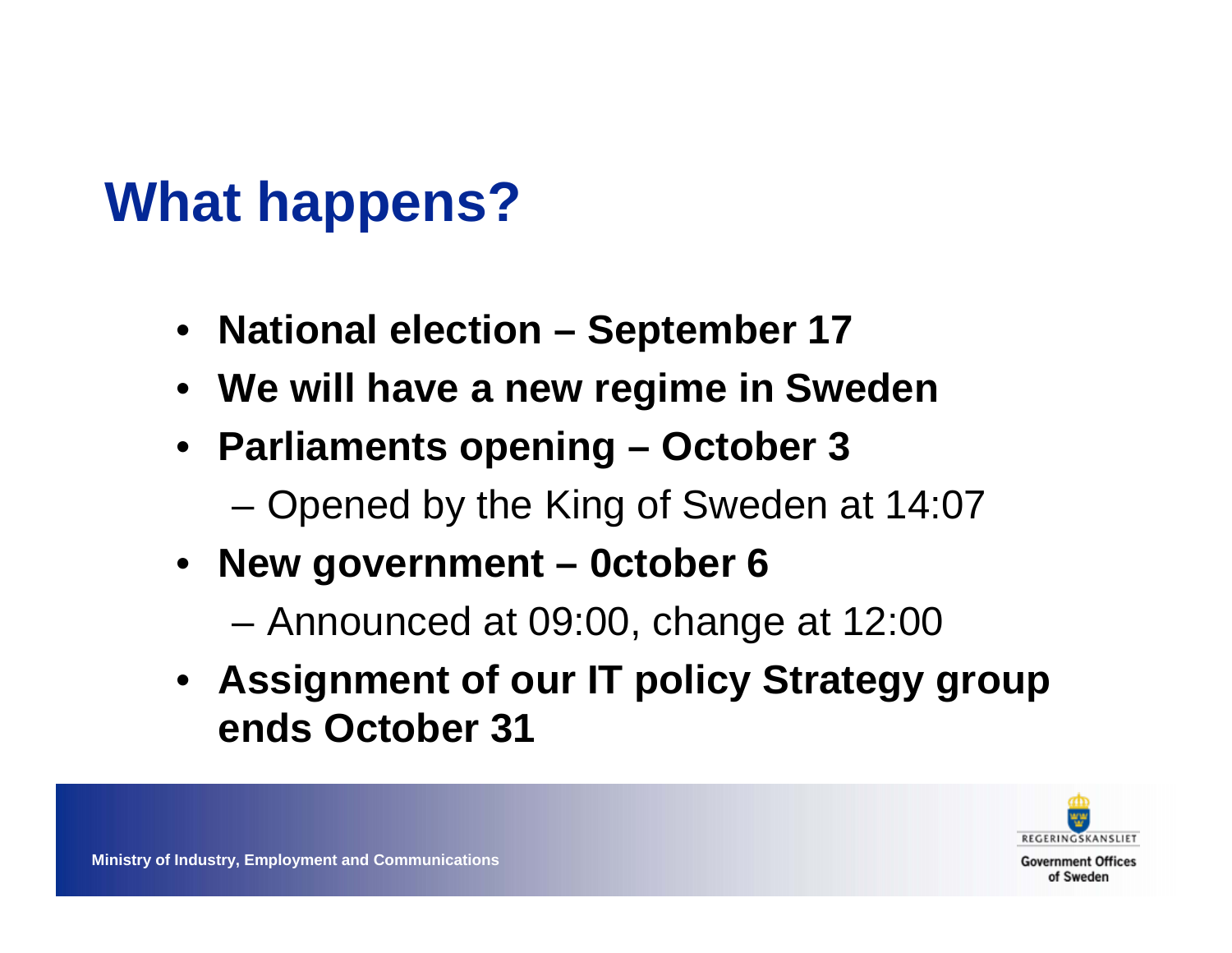# What happens?

- **National election – September 17**
- **We will have a new regime in Sweden**
- **Parliaments opening – October 3**
  - Opened by the King of Sweden at 14:07
- **New government – 0ctober 6**
  - Announced at 09:00, change at 12:00
- **Assignment of our IT policy Strategy group ends October 31**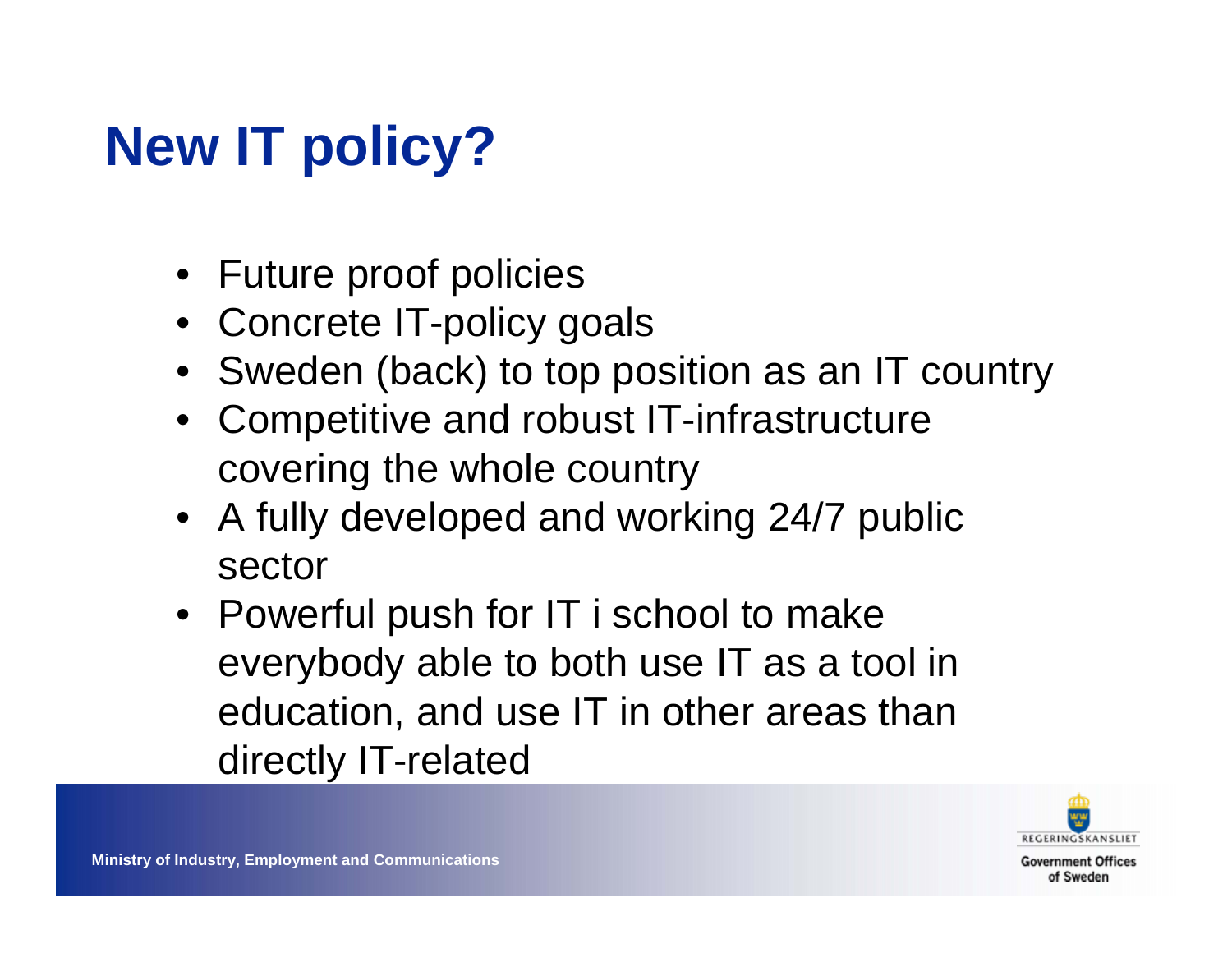# New IT policy?

- Future proof policies
- Concrete IT-policy goals
- Sweden (back) to top position as an IT country
- Competitive and robust IT-infrastructure covering the whole country
- A fully developed and working 24/7 public sector
- Powerful push for IT i school to make everybody able to both use IT as a tool in education, and use IT in other areas than directly IT-related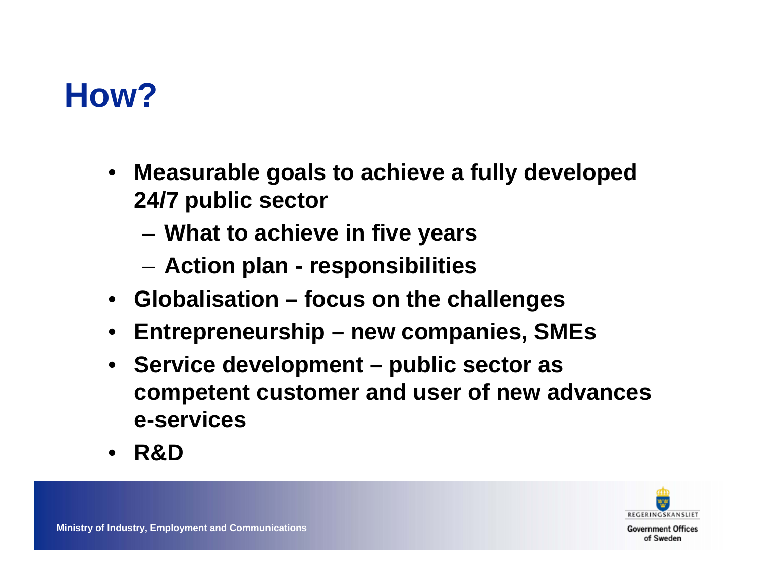# How?

- **Measurable goals to achieve a fully developed 24/7 public sector**
  - **What to achieve in five years**
  - **Action plan - responsibilities**
- **Globalisation – focus on the challenges**
- **Entrepreneurship – new companies, SMEs**
- **Service development – public sector as competent customer and user of new advances e-services**
- **R&D**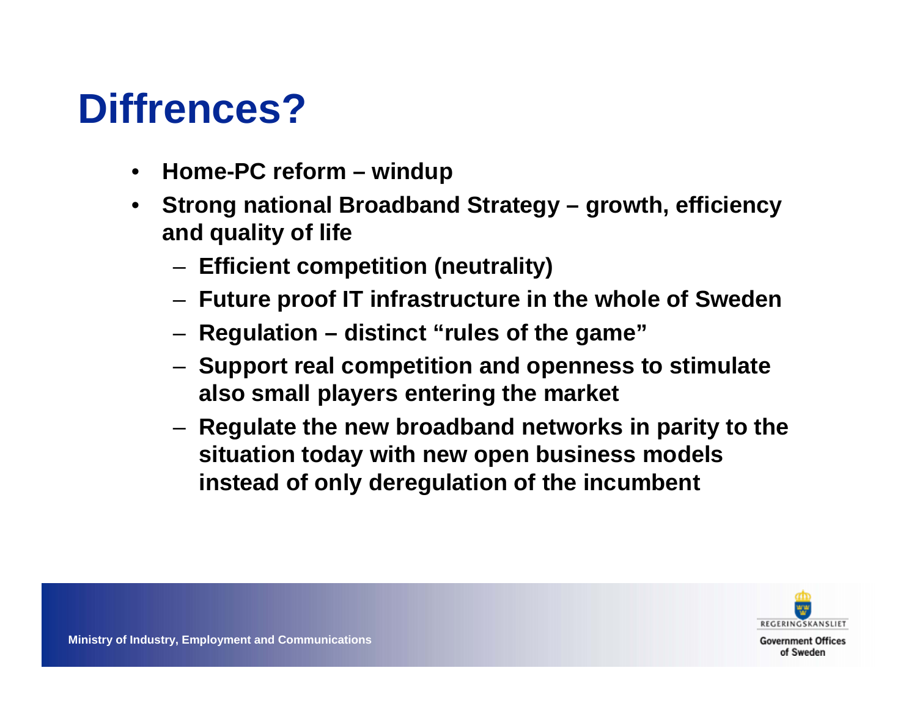# Diffrences?

- Home-PC reform – windup
- Strong national Broadband Strategy – growth, efficiency and quality of life
  - Efficient competition (neutrality)
  - Future proof IT infrastructure in the whole of Sweden
  - Regulation – distinct "rules of the game"
  - Support real competition and openness to stimulate also small players entering the market
  - Regulate the new broadband networks in parity to the situation today with new open business models instead of only deregulation of the incumbent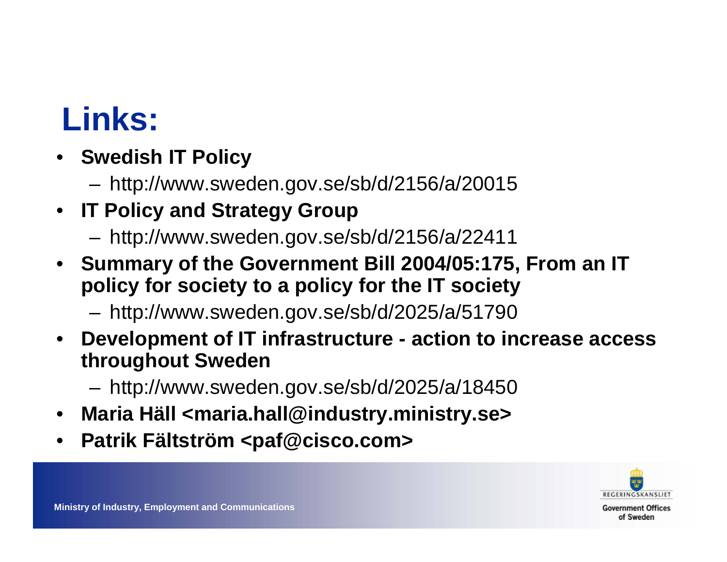# Links:

- **Swedish IT Policy**
  - http://www.sweden.gov.se/sb/d/2156/a/20015
- **IT Policy and Strategy Group**
  - http://www.sweden.gov.se/sb/d/2156/a/22411
- **Summary of the Government Bill 2004/05:175, From an IT policy for society to a policy for the IT society**
  - http://www.sweden.gov.se/sb/d/2025/a/51790
- **Development of IT infrastructure - action to increase access throughout Sweden**
  - http://www.sweden.gov.se/sb/d/2025/a/18450
- **Maria Häll <maria.hall@industry.ministry.se>**
- **Patrik Fältström <paf@cisco.com>**